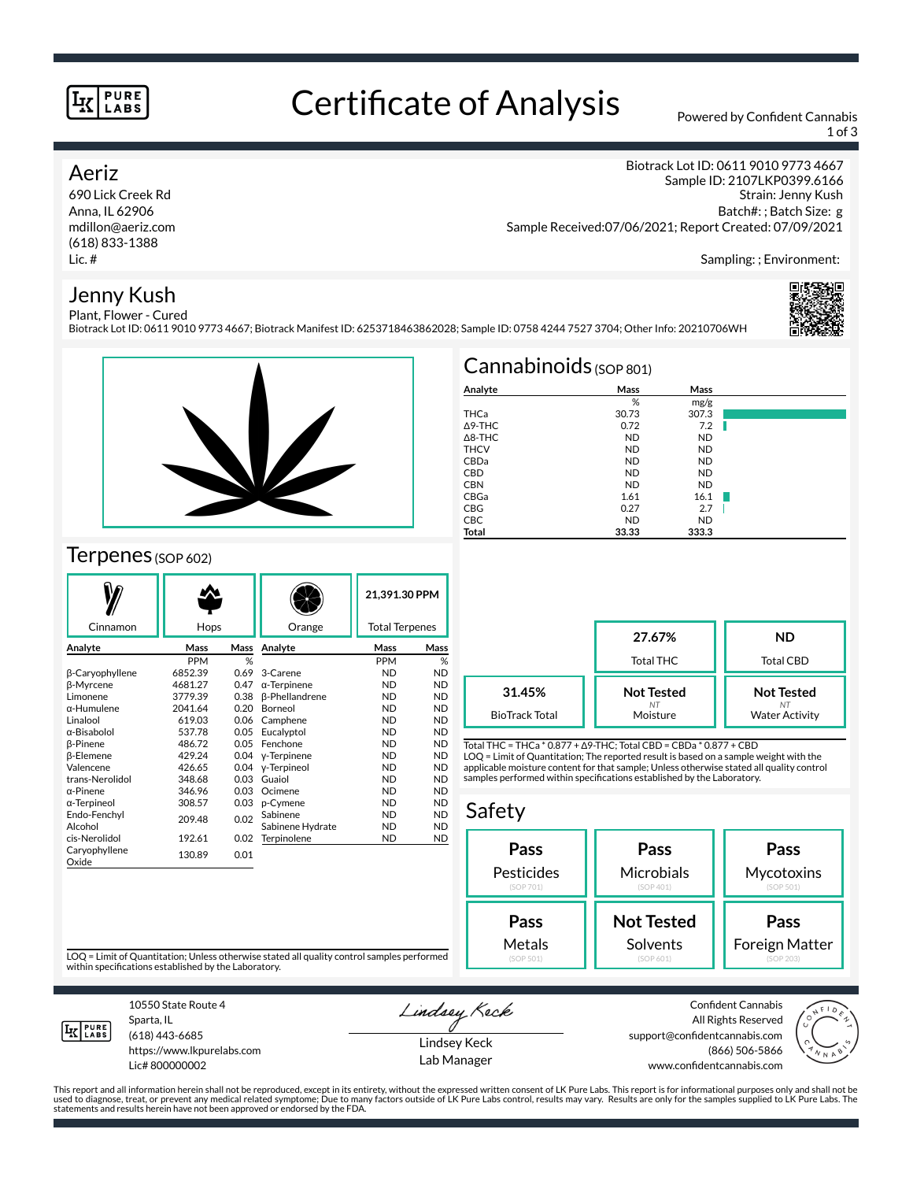# Certificate of Analysis

Powered by Confident Cannabis

## Aeriz

690 Lick Creek Rd
Anna, IL 62906
mdillon@aeriz.com
(618) 833-1388
Lic. #

Biotrack Lot ID: 0611 9010 9773 4667
Sample ID: 2107LKP0399.6166
Strain: Jenny Kush
Batch#: ; Batch Size: g
Sample Received:07/06/2021; Report Created: 07/09/2021

Sampling: ; Environment:

## Jenny Kush

Plant, Flower - Cured
Biotrack Lot ID: 0611 9010 9773 4667; Biotrack Manifest ID: 6253718463862028; Sample ID: 0758 4244 7527 3704; Other Info: 20210706WH

## Cannabinoids (SOP 801)

| Analyte | Mass | Mass |
|---|---|---|
| | % | mg/g |
| THCa | 30.73 | 307.3 |
| Δ9-THC | 0.72 | 7.2 |
| Δ8-THC | ND | ND |
| THCV | ND | ND |
| CBDa | ND | ND |
| CBD | ND | ND |
| CBN | ND | ND |
| CBGa | 1.61 | 16.1 |
| CBG | 0.27 | 2.7 |
| CBC | ND | ND |
| **Total** | **33.33** | **333.3** |

| | | |
|---|---|---|
| | **27.67%** Total THC | **ND** Total CBD |
| **31.45%** BioTrack Total | **Not Tested** (NT) Moisture | **Not Tested** (NT) Water Activity |

Total THC = THCa * 0.877 + Δ9-THC; Total CBD = CBDa * 0.877 + CBD
LOQ = Limit of Quantitation; The reported result is based on a sample weight with the applicable moisture content for that sample; Unless otherwise stated all quality control samples performed within specifications established by the Laboratory.

## Terpenes (SOP 602)

Cinnamon | Hops | Orange | **21,391.30 PPM** Total Terpenes

| Analyte | Mass | Mass | Analyte | Mass | Mass |
|---|---|---|---|---|---|
| | PPM | % | | PPM | % |
| β-Caryophyllene | 6852.39 | 0.69 | 3-Carene | ND | ND |
| β-Myrcene | 4681.27 | 0.47 | α-Terpinene | ND | ND |
| Limonene | 3779.39 | 0.38 | β-Phellandrene | ND | ND |
| α-Humulene | 2041.64 | 0.20 | Borneol | ND | ND |
| Linalool | 619.03 | 0.06 | Camphene | ND | ND |
| α-Bisabolol | 537.78 | 0.05 | Eucalyptol | ND | ND |
| β-Pinene | 486.72 | 0.05 | Fenchone | ND | ND |
| β-Elemene | 429.24 | 0.04 | γ-Terpinene | ND | ND |
| Valencene | 426.65 | 0.04 | γ-Terpineol | ND | ND |
| trans-Nerolidol | 348.68 | 0.03 | Guaiol | ND | ND |
| α-Pinene | 346.96 | 0.03 | Ocimene | ND | ND |
| α-Terpineol | 308.57 | 0.03 | p-Cymene | ND | ND |
| Endo-Fenchyl Alcohol | 209.48 | 0.02 | Sabinene | ND | ND |
| | | | Sabinene Hydrate | ND | ND |
| cis-Nerolidol | 192.61 | 0.02 | Terpinolene | ND | ND |
| Caryophyllene Oxide | 130.89 | 0.01 | | | |

LOQ = Limit of Quantitation; Unless otherwise stated all quality control samples performed within specifications established by the Laboratory.

## Safety

| | | |
|---|---|---|
| **Pass** Pesticides (SOP 701) | **Pass** Microbials (SOP 401) | **Pass** Mycotoxins (SOP 501) |
| **Pass** Metals (SOP 501) | **Not Tested** Solvents (SOP 601) | **Pass** Foreign Matter (SOP 203) |

10550 State Route 4
Sparta, IL
(618) 443-6685
https://www.lkpurelabs.com
Lic# 800000002

Lindsey Keck
Lab Manager

Confident Cannabis
All Rights Reserved
support@confidentcannabis.com
(866) 506-5866
www.confidentcannabis.com

This report and all information herein shall not be reproduced, except in its entirety, without the expressed written consent of LK Pure Labs. This report is for informational purposes only and shall not be used to diagnose, treat, or prevent any medical related symptome; Due to many factors outside of LK Pure Labs control, results may vary. Results are only for the samples supplied to LK Pure Labs. The statements and results herein have not been approved or endorsed by the FDA.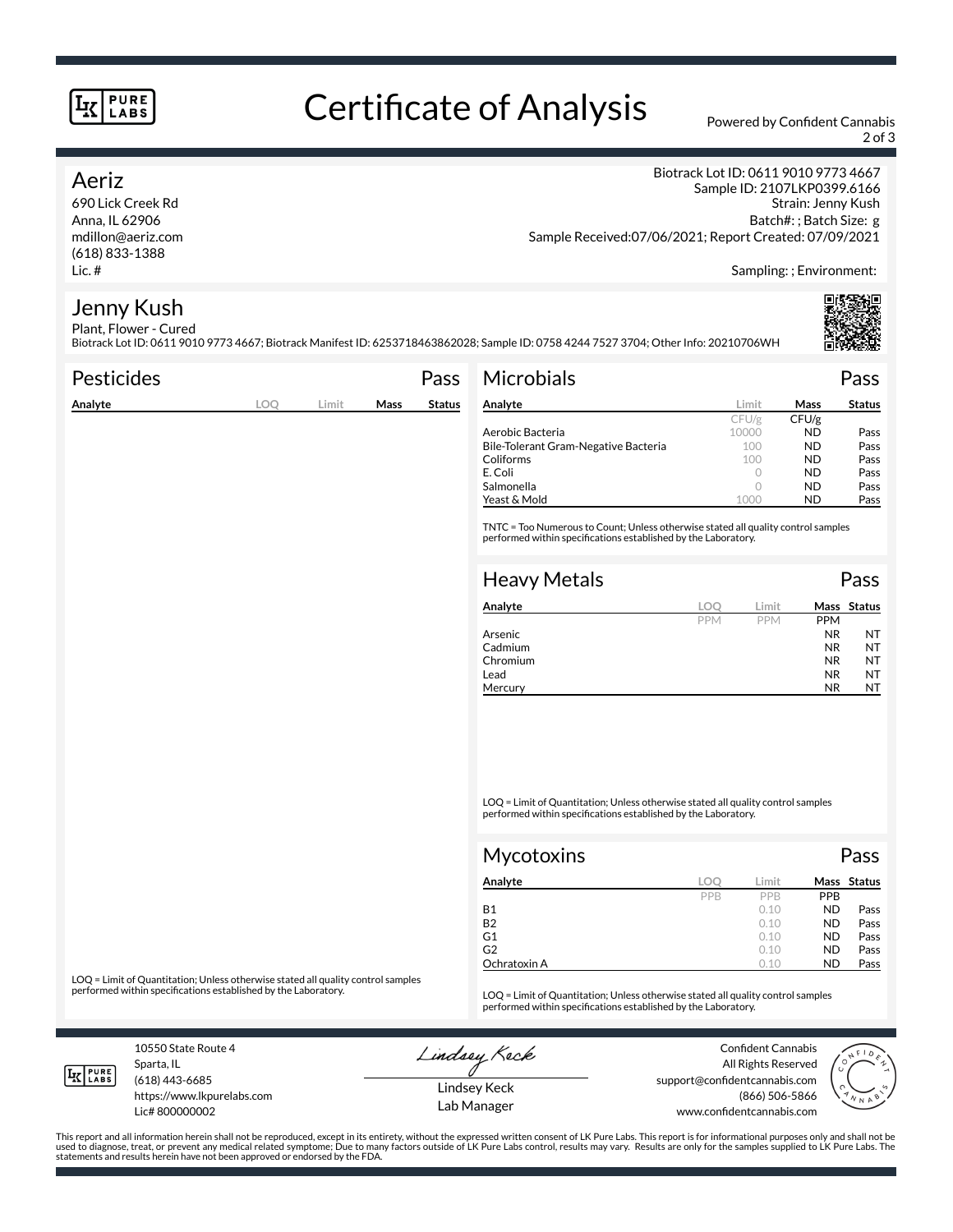# Certificate of Analysis

Powered by Confident Cannabis

## Aeriz

690 Lick Creek Rd
Anna, IL 62906
mdillon@aeriz.com
(618) 833-1388
Lic. #

Biotrack Lot ID: 0611 9010 9773 4667
Sample ID: 2107LKP0399.6166
Strain: Jenny Kush
Batch#: ; Batch Size: g
Sample Received:07/06/2021; Report Created: 07/09/2021

Sampling: ; Environment:

## Jenny Kush

Plant, Flower - Cured
Biotrack Lot ID: 0611 9010 9773 4667; Biotrack Manifest ID: 6253718463862028; Sample ID: 0758 4244 7527 3704; Other Info: 20210706WH

### Pesticides — Pass

| Analyte | LOQ | Limit | Mass | Status |
|---|---|---|---|---|

LOQ = Limit of Quantitation; Unless otherwise stated all quality control samples performed within specifications established by the Laboratory.

### Microbials — Pass

| Analyte | Limit | Mass | Status |
|---|---|---|---|
| | CFU/g | CFU/g | |
| Aerobic Bacteria | 10000 | ND | Pass |
| Bile-Tolerant Gram-Negative Bacteria | 100 | ND | Pass |
| Coliforms | 100 | ND | Pass |
| E. Coli | 0 | ND | Pass |
| Salmonella | 0 | ND | Pass |
| Yeast & Mold | 1000 | ND | Pass |

TNTC = Too Numerous to Count; Unless otherwise stated all quality control samples performed within specifications established by the Laboratory.

### Heavy Metals — Pass

| Analyte | LOQ | Limit | Mass | Status |
|---|---|---|---|---|
| | PPM | PPM | PPM | |
| Arsenic | | | NR | NT |
| Cadmium | | | NR | NT |
| Chromium | | | NR | NT |
| Lead | | | NR | NT |
| Mercury | | | NR | NT |

LOQ = Limit of Quantitation; Unless otherwise stated all quality control samples performed within specifications established by the Laboratory.

### Mycotoxins — Pass

| Analyte | LOQ | Limit | Mass | Status |
|---|---|---|---|---|
| | PPB | PPB | PPB | |
| B1 | | 0.10 | ND | Pass |
| B2 | | 0.10 | ND | Pass |
| G1 | | 0.10 | ND | Pass |
| G2 | | 0.10 | ND | Pass |
| Ochratoxin A | | 0.10 | ND | Pass |

LOQ = Limit of Quantitation; Unless otherwise stated all quality control samples performed within specifications established by the Laboratory.

10550 State Route 4
Sparta, IL
(618) 443-6685
https://www.lkpurelabs.com
Lic# 800000002

Lindsey Keck
Lab Manager

Confident Cannabis
All Rights Reserved
support@confidentcannabis.com
(866) 506-5866
www.confidentcannabis.com

This report and all information herein shall not be reproduced, except in its entirety, without the expressed written consent of LK Pure Labs. This report is for informational purposes only and shall not be used to diagnose, treat, or prevent any medical related symptome; Due to many factors outside of LK Pure Labs control, results may vary. Results are only for the samples supplied to LK Pure Labs. The statements and results herein have not been approved or endorsed by the FDA.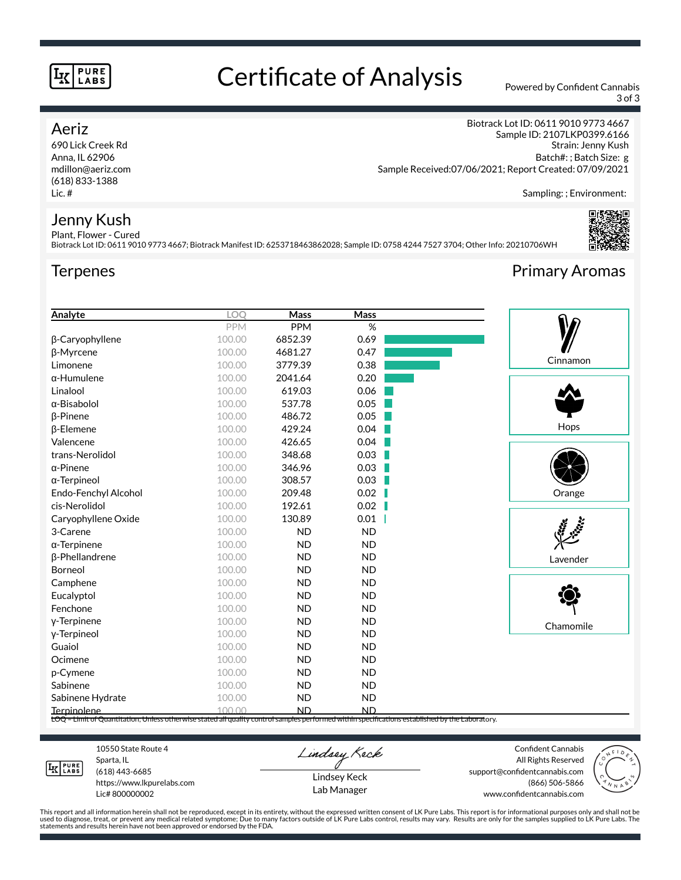# Certificate of Analysis

Powered by Confident Cannabis

## Aeriz

690 Lick Creek Rd
Anna, IL 62906
mdillon@aeriz.com
(618) 833-1388
Lic. #

Biotrack Lot ID: 0611 9010 9773 4667
Sample ID: 2107LKP0399.6166
Strain: Jenny Kush
Batch#: ; Batch Size: g
Sample Received:07/06/2021; Report Created: 07/09/2021

Sampling: ; Environment:

## Jenny Kush

Plant, Flower - Cured
Biotrack Lot ID: 0611 9010 9773 4667; Biotrack Manifest ID: 6253718463862028; Sample ID: 0758 4244 7527 3704; Other Info: 20210706WH

## Terpenes

| Analyte | LOQ | Mass | Mass |
|---|---|---|---|
| | PPM | PPM | % |
| β-Caryophyllene | 100.00 | 6852.39 | 0.69 |
| β-Myrcene | 100.00 | 4681.27 | 0.47 |
| Limonene | 100.00 | 3779.39 | 0.38 |
| α-Humulene | 100.00 | 2041.64 | 0.20 |
| Linalool | 100.00 | 619.03 | 0.06 |
| α-Bisabolol | 100.00 | 537.78 | 0.05 |
| β-Pinene | 100.00 | 486.72 | 0.05 |
| β-Elemene | 100.00 | 429.24 | 0.04 |
| Valencene | 100.00 | 426.65 | 0.04 |
| trans-Nerolidol | 100.00 | 348.68 | 0.03 |
| α-Pinene | 100.00 | 346.96 | 0.03 |
| α-Terpineol | 100.00 | 308.57 | 0.03 |
| Endo-Fenchyl Alcohol | 100.00 | 209.48 | 0.02 |
| cis-Nerolidol | 100.00 | 192.61 | 0.02 |
| Caryophyllene Oxide | 100.00 | 130.89 | 0.01 |
| 3-Carene | 100.00 | ND | ND |
| α-Terpinene | 100.00 | ND | ND |
| β-Phellandrene | 100.00 | ND | ND |
| Borneol | 100.00 | ND | ND |
| Camphene | 100.00 | ND | ND |
| Eucalyptol | 100.00 | ND | ND |
| Fenchone | 100.00 | ND | ND |
| γ-Terpinene | 100.00 | ND | ND |
| γ-Terpineol | 100.00 | ND | ND |
| Guaiol | 100.00 | ND | ND |
| Ocimene | 100.00 | ND | ND |
| p-Cymene | 100.00 | ND | ND |
| Sabinene | 100.00 | ND | ND |
| Sabinene Hydrate | 100.00 | ND | ND |
| Terpinolene | 100.00 | ND | ND |

LOQ = Limit of Quantitation; Unless otherwise stated all quality control samples performed within specifications established by the Laboratory.

## Primary Aromas

Cinnamon

Hops

Orange

Lavender

Chamomile

10550 State Route 4
Sparta, IL
(618) 443-6685
https://www.lkpurelabs.com
Lic# 800000002

Lindsey Keck
Lab Manager

Confident Cannabis
All Rights Reserved
support@confidentcannabis.com
(866) 506-5866
www.confidentcannabis.com

This report and all information herein shall not be reproduced, except in its entirety, without the expressed written consent of LK Pure Labs. This report is for informational purposes only and shall not be used to diagnose, treat, or prevent any medical related symptome; Due to many factors outside of LK Pure Labs control, results may vary. Results are only for the samples supplied to LK Pure Labs. The statements and results herein have not been approved or endorsed by the FDA.